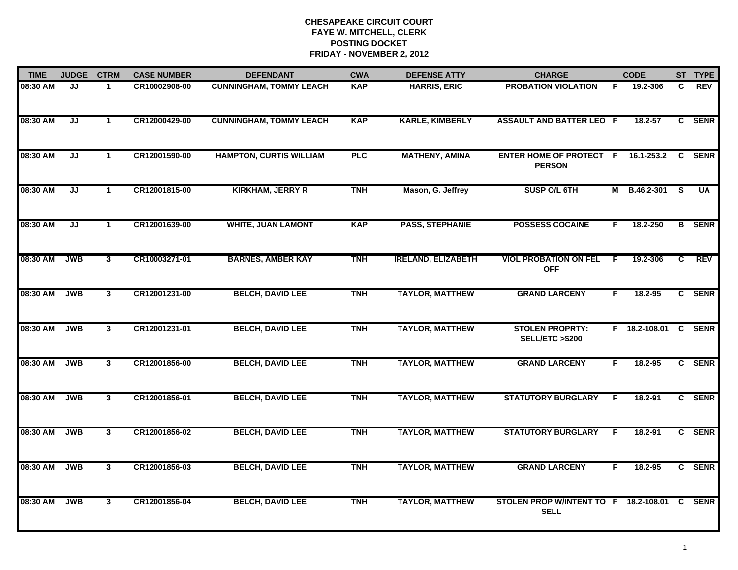# CHESAPEAKE CIRCUIT COURT
## FAYE W. MITCHELL, CLERK
## POSTING DOCKET
## FRIDAY - NOVEMBER 2, 2012

| TIME | JUDGE | CTRM | CASE NUMBER | DEFENDANT | CWA | DEFENSE ATTY | CHARGE | | CODE | ST | TYPE |
|---|---|---|---|---|---|---|---|---|---|---|---|
| 08:30 AM | JJ | 1 | CR10002908-00 | CUNNINGHAM, TOMMY LEACH | KAP | HARRIS, ERIC | PROBATION VIOLATION | F | 19.2-306 | C | REV |
| 08:30 AM | JJ | 1 | CR12000429-00 | CUNNINGHAM, TOMMY LEACH | KAP | KARLE, KIMBERLY | ASSAULT AND BATTER LEO | F | 18.2-57 | C | SENR |
| 08:30 AM | JJ | 1 | CR12001590-00 | HAMPTON, CURTIS WILLIAM | PLC | MATHENY, AMINA | ENTER HOME OF PROTECT PERSON | F | 16.1-253.2 | C | SENR |
| 08:30 AM | JJ | 1 | CR12001815-00 | KIRKHAM, JERRY R | TNH | Mason, G. Jeffrey | SUSP O/L 6TH | M | B.46.2-301 | S | UA |
| 08:30 AM | JJ | 1 | CR12001639-00 | WHITE, JUAN LAMONT | KAP | PASS, STEPHANIE | POSSESS COCAINE | F | 18.2-250 | B | SENR |
| 08:30 AM | JWB | 3 | CR10003271-01 | BARNES, AMBER KAY | TNH | IRELAND, ELIZABETH | VIOL PROBATION ON FEL OFF | F | 19.2-306 | C | REV |
| 08:30 AM | JWB | 3 | CR12001231-00 | BELCH, DAVID LEE | TNH | TAYLOR, MATTHEW | GRAND LARCENY | F | 18.2-95 | C | SENR |
| 08:30 AM | JWB | 3 | CR12001231-01 | BELCH, DAVID LEE | TNH | TAYLOR, MATTHEW | STOLEN PROPRTY: SELL/ETC >$200 | F | 18.2-108.01 | C | SENR |
| 08:30 AM | JWB | 3 | CR12001856-00 | BELCH, DAVID LEE | TNH | TAYLOR, MATTHEW | GRAND LARCENY | F | 18.2-95 | C | SENR |
| 08:30 AM | JWB | 3 | CR12001856-01 | BELCH, DAVID LEE | TNH | TAYLOR, MATTHEW | STATUTORY BURGLARY | F | 18.2-91 | C | SENR |
| 08:30 AM | JWB | 3 | CR12001856-02 | BELCH, DAVID LEE | TNH | TAYLOR, MATTHEW | STATUTORY BURGLARY | F | 18.2-91 | C | SENR |
| 08:30 AM | JWB | 3 | CR12001856-03 | BELCH, DAVID LEE | TNH | TAYLOR, MATTHEW | GRAND LARCENY | F | 18.2-95 | C | SENR |
| 08:30 AM | JWB | 3 | CR12001856-04 | BELCH, DAVID LEE | TNH | TAYLOR, MATTHEW | STOLEN PROP W/INTENT TO SELL | F | 18.2-108.01 | C | SENR |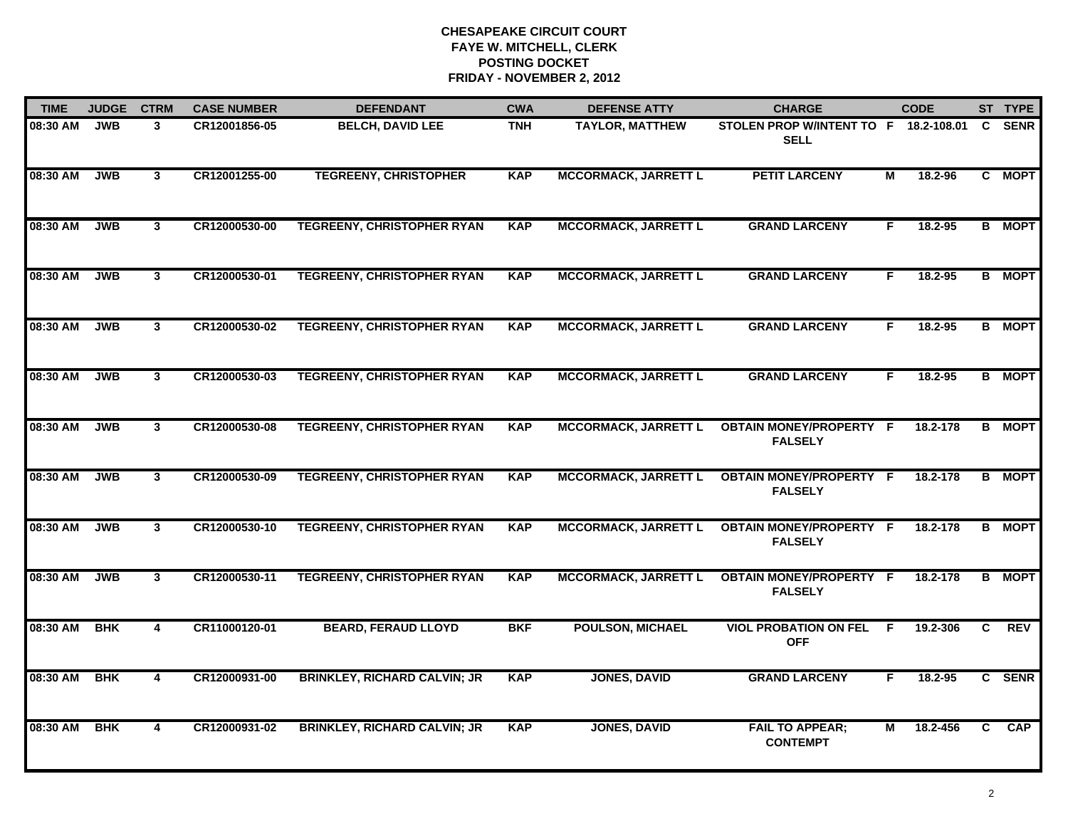**CHESAPEAKE CIRCUIT COURT**
**FAYE W. MITCHELL, CLERK**
**POSTING DOCKET**
**FRIDAY - NOVEMBER 2, 2012**

| TIME | JUDGE | CTRM | CASE NUMBER | DEFENDANT | CWA | DEFENSE ATTY | CHARGE | | CODE | ST | TYPE |
|---|---|---|---|---|---|---|---|---|---|---|---|
| 08:30 AM | JWB | 3 | CR12001856-05 | BELCH, DAVID LEE | TNH | TAYLOR, MATTHEW | STOLEN PROP W/INTENT TO SELL | F | 18.2-108.01 | C | SENR |
| 08:30 AM | JWB | 3 | CR12001255-00 | TEGREENY, CHRISTOPHER | KAP | MCCORMACK, JARRETT L | PETIT LARCENY | M | 18.2-96 | C | MOPT |
| 08:30 AM | JWB | 3 | CR12000530-00 | TEGREENY, CHRISTOPHER RYAN | KAP | MCCORMACK, JARRETT L | GRAND LARCENY | F | 18.2-95 | B | MOPT |
| 08:30 AM | JWB | 3 | CR12000530-01 | TEGREENY, CHRISTOPHER RYAN | KAP | MCCORMACK, JARRETT L | GRAND LARCENY | F | 18.2-95 | B | MOPT |
| 08:30 AM | JWB | 3 | CR12000530-02 | TEGREENY, CHRISTOPHER RYAN | KAP | MCCORMACK, JARRETT L | GRAND LARCENY | F | 18.2-95 | B | MOPT |
| 08:30 AM | JWB | 3 | CR12000530-03 | TEGREENY, CHRISTOPHER RYAN | KAP | MCCORMACK, JARRETT L | GRAND LARCENY | F | 18.2-95 | B | MOPT |
| 08:30 AM | JWB | 3 | CR12000530-08 | TEGREENY, CHRISTOPHER RYAN | KAP | MCCORMACK, JARRETT L | OBTAIN MONEY/PROPERTY FALSELY | F | 18.2-178 | B | MOPT |
| 08:30 AM | JWB | 3 | CR12000530-09 | TEGREENY, CHRISTOPHER RYAN | KAP | MCCORMACK, JARRETT L | OBTAIN MONEY/PROPERTY FALSELY | F | 18.2-178 | B | MOPT |
| 08:30 AM | JWB | 3 | CR12000530-10 | TEGREENY, CHRISTOPHER RYAN | KAP | MCCORMACK, JARRETT L | OBTAIN MONEY/PROPERTY FALSELY | F | 18.2-178 | B | MOPT |
| 08:30 AM | JWB | 3 | CR12000530-11 | TEGREENY, CHRISTOPHER RYAN | KAP | MCCORMACK, JARRETT L | OBTAIN MONEY/PROPERTY FALSELY | F | 18.2-178 | B | MOPT |
| 08:30 AM | BHK | 4 | CR11000120-01 | BEARD, FERAUD LLOYD | BKF | POULSON, MICHAEL | VIOL PROBATION ON FEL OFF | F | 19.2-306 | C | REV |
| 08:30 AM | BHK | 4 | CR12000931-00 | BRINKLEY, RICHARD CALVIN; JR | KAP | JONES, DAVID | GRAND LARCENY | F | 18.2-95 | C | SENR |
| 08:30 AM | BHK | 4 | CR12000931-02 | BRINKLEY, RICHARD CALVIN; JR | KAP | JONES, DAVID | FAIL TO APPEAR; CONTEMPT | M | 18.2-456 | C | CAP |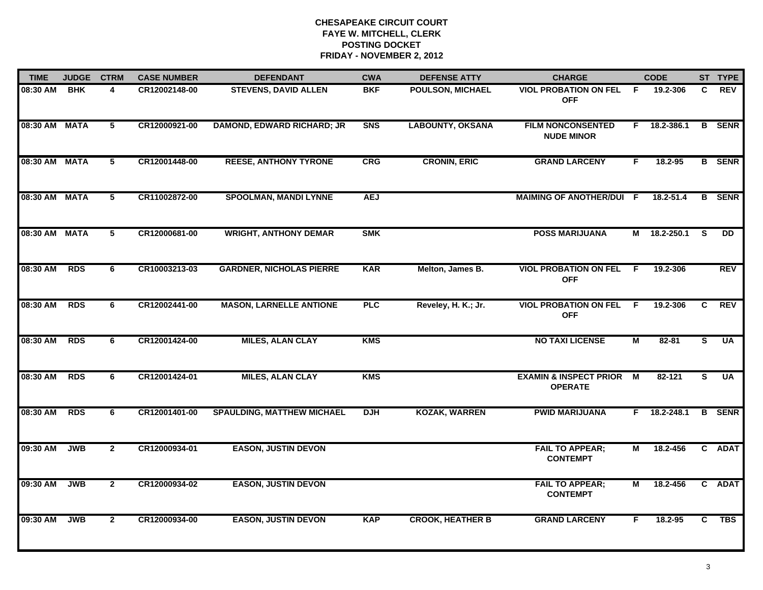**CHESAPEAKE CIRCUIT COURT**
**FAYE W. MITCHELL, CLERK**
**POSTING DOCKET**
**FRIDAY - NOVEMBER 2, 2012**

| TIME | JUDGE | CTRM | CASE NUMBER | DEFENDANT | CWA | DEFENSE ATTY | CHARGE | | CODE | ST | TYPE |
|---|---|---|---|---|---|---|---|---|---|---|---|
| 08:30 AM | BHK | 4 | CR12002148-00 | STEVENS, DAVID ALLEN | BKF | POULSON, MICHAEL | VIOL PROBATION ON FEL OFF | F | 19.2-306 | C | REV |
| 08:30 AM | MATA | 5 | CR12000921-00 | DAMOND, EDWARD RICHARD; JR | SNS | LABOUNTY, OKSANA | FILM NONCONSENTED NUDE MINOR | F | 18.2-386.1 | B | SENR |
| 08:30 AM | MATA | 5 | CR12001448-00 | REESE, ANTHONY TYRONE | CRG | CRONIN, ERIC | GRAND LARCENY | F | 18.2-95 | B | SENR |
| 08:30 AM | MATA | 5 | CR11002872-00 | SPOOLMAN, MANDI LYNNE | AEJ | | MAIMING OF ANOTHER/DUI | F | 18.2-51.4 | B | SENR |
| 08:30 AM | MATA | 5 | CR12000681-00 | WRIGHT, ANTHONY DEMAR | SMK | | POSS MARIJUANA | M | 18.2-250.1 | S | DD |
| 08:30 AM | RDS | 6 | CR10003213-03 | GARDNER, NICHOLAS PIERRE | KAR | Melton, James B. | VIOL PROBATION ON FEL OFF | F | 19.2-306 | | REV |
| 08:30 AM | RDS | 6 | CR12002441-00 | MASON, LARNELLE ANTIONE | PLC | Reveley, H. K.; Jr. | VIOL PROBATION ON FEL OFF | F | 19.2-306 | C | REV |
| 08:30 AM | RDS | 6 | CR12001424-00 | MILES, ALAN CLAY | KMS | | NO TAXI LICENSE | M | 82-81 | S | UA |
| 08:30 AM | RDS | 6 | CR12001424-01 | MILES, ALAN CLAY | KMS | | EXAMIN & INSPECT PRIOR OPERATE | M | 82-121 | S | UA |
| 08:30 AM | RDS | 6 | CR12001401-00 | SPAULDING, MATTHEW MICHAEL | DJH | KOZAK, WARREN | PWID MARIJUANA | F | 18.2-248.1 | B | SENR |
| 09:30 AM | JWB | 2 | CR12000934-01 | EASON, JUSTIN DEVON | | | FAIL TO APPEAR; CONTEMPT | M | 18.2-456 | C | ADAT |
| 09:30 AM | JWB | 2 | CR12000934-02 | EASON, JUSTIN DEVON | | | FAIL TO APPEAR; CONTEMPT | M | 18.2-456 | C | ADAT |
| 09:30 AM | JWB | 2 | CR12000934-00 | EASON, JUSTIN DEVON | KAP | CROOK, HEATHER B | GRAND LARCENY | F | 18.2-95 | C | TBS |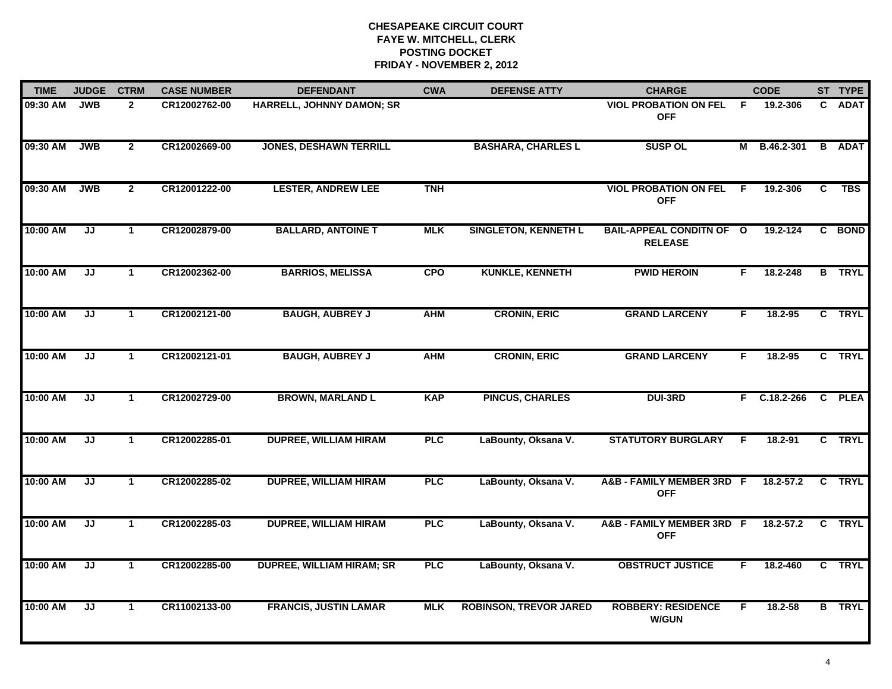**CHESAPEAKE CIRCUIT COURT**
**FAYE W. MITCHELL, CLERK**
**POSTING DOCKET**
**FRIDAY - NOVEMBER 2, 2012**

| TIME | JUDGE | CTRM | CASE NUMBER | DEFENDANT | CWA | DEFENSE ATTY | CHARGE | | CODE | ST | TYPE |
|---|---|---|---|---|---|---|---|---|---|---|---|
| 09:30 AM | JWB | 2 | CR12002762-00 | HARRELL, JOHNNY DAMON; SR | | | VIOL PROBATION ON FEL OFF | F | 19.2-306 | C | ADAT |
| 09:30 AM | JWB | 2 | CR12002669-00 | JONES, DESHAWN TERRILL | | BASHARA, CHARLES L | SUSP OL | M | B.46.2-301 | B | ADAT |
| 09:30 AM | JWB | 2 | CR12001222-00 | LESTER, ANDREW LEE | TNH | | VIOL PROBATION ON FEL OFF | F | 19.2-306 | C | TBS |
| 10:00 AM | JJ | 1 | CR12002879-00 | BALLARD, ANTOINE T | MLK | SINGLETON, KENNETH L | BAIL-APPEAL CONDITN OF RELEASE | O | 19.2-124 | C | BOND |
| 10:00 AM | JJ | 1 | CR12002362-00 | BARRIOS, MELISSA | CPO | KUNKLE, KENNETH | PWID HEROIN | F | 18.2-248 | B | TRYL |
| 10:00 AM | JJ | 1 | CR12002121-00 | BAUGH, AUBREY J | AHM | CRONIN, ERIC | GRAND LARCENY | F | 18.2-95 | C | TRYL |
| 10:00 AM | JJ | 1 | CR12002121-01 | BAUGH, AUBREY J | AHM | CRONIN, ERIC | GRAND LARCENY | F | 18.2-95 | C | TRYL |
| 10:00 AM | JJ | 1 | CR12002729-00 | BROWN, MARLAND L | KAP | PINCUS, CHARLES | DUI-3RD | F | C.18.2-266 | C | PLEA |
| 10:00 AM | JJ | 1 | CR12002285-01 | DUPREE, WILLIAM HIRAM | PLC | LaBounty, Oksana V. | STATUTORY BURGLARY | F | 18.2-91 | C | TRYL |
| 10:00 AM | JJ | 1 | CR12002285-02 | DUPREE, WILLIAM HIRAM | PLC | LaBounty, Oksana V. | A&B - FAMILY MEMBER 3RD OFF | F | 18.2-57.2 | C | TRYL |
| 10:00 AM | JJ | 1 | CR12002285-03 | DUPREE, WILLIAM HIRAM | PLC | LaBounty, Oksana V. | A&B - FAMILY MEMBER 3RD OFF | F | 18.2-57.2 | C | TRYL |
| 10:00 AM | JJ | 1 | CR12002285-00 | DUPREE, WILLIAM HIRAM; SR | PLC | LaBounty, Oksana V. | OBSTRUCT JUSTICE | F | 18.2-460 | C | TRYL |
| 10:00 AM | JJ | 1 | CR11002133-00 | FRANCIS, JUSTIN LAMAR | MLK | ROBINSON, TREVOR JARED | ROBBERY: RESIDENCE W/GUN | F | 18.2-58 | B | TRYL |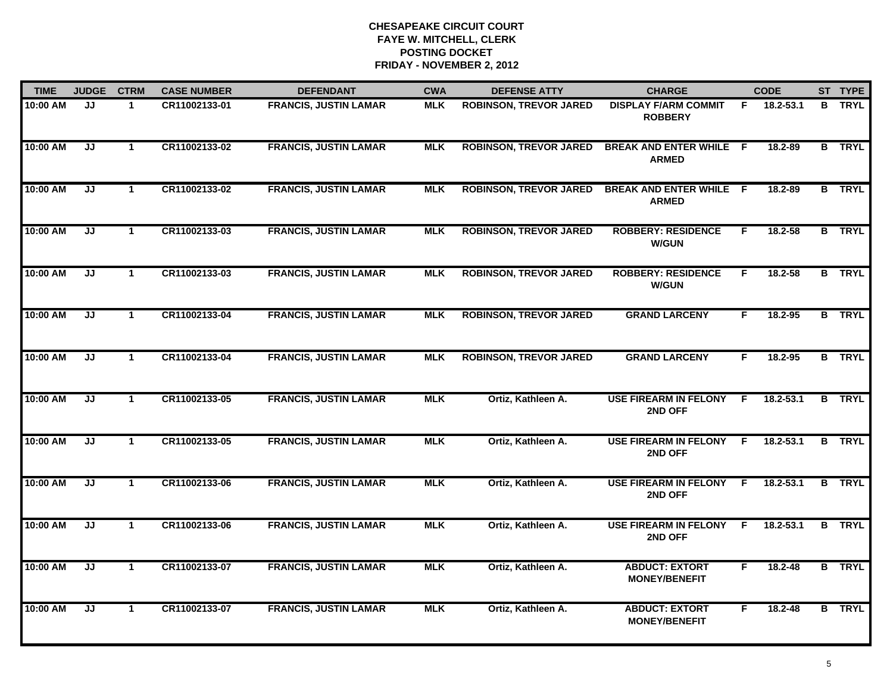**CHESAPEAKE CIRCUIT COURT**
**FAYE W. MITCHELL, CLERK**
**POSTING DOCKET**
**FRIDAY - NOVEMBER 2, 2012**

| TIME | JUDGE | CTRM | CASE NUMBER | DEFENDANT | CWA | DEFENSE ATTY | CHARGE | | CODE | ST | TYPE |
|---|---|---|---|---|---|---|---|---|---|---|---|
| 10:00 AM | JJ | 1 | CR11002133-01 | FRANCIS, JUSTIN LAMAR | MLK | ROBINSON, TREVOR JARED | DISPLAY F/ARM COMMIT ROBBERY | F | 18.2-53.1 | B | TRYL |
| 10:00 AM | JJ | 1 | CR11002133-02 | FRANCIS, JUSTIN LAMAR | MLK | ROBINSON, TREVOR JARED | BREAK AND ENTER WHILE ARMED | F | 18.2-89 | B | TRYL |
| 10:00 AM | JJ | 1 | CR11002133-02 | FRANCIS, JUSTIN LAMAR | MLK | ROBINSON, TREVOR JARED | BREAK AND ENTER WHILE ARMED | F | 18.2-89 | B | TRYL |
| 10:00 AM | JJ | 1 | CR11002133-03 | FRANCIS, JUSTIN LAMAR | MLK | ROBINSON, TREVOR JARED | ROBBERY: RESIDENCE W/GUN | F | 18.2-58 | B | TRYL |
| 10:00 AM | JJ | 1 | CR11002133-03 | FRANCIS, JUSTIN LAMAR | MLK | ROBINSON, TREVOR JARED | ROBBERY: RESIDENCE W/GUN | F | 18.2-58 | B | TRYL |
| 10:00 AM | JJ | 1 | CR11002133-04 | FRANCIS, JUSTIN LAMAR | MLK | ROBINSON, TREVOR JARED | GRAND LARCENY | F | 18.2-95 | B | TRYL |
| 10:00 AM | JJ | 1 | CR11002133-04 | FRANCIS, JUSTIN LAMAR | MLK | ROBINSON, TREVOR JARED | GRAND LARCENY | F | 18.2-95 | B | TRYL |
| 10:00 AM | JJ | 1 | CR11002133-05 | FRANCIS, JUSTIN LAMAR | MLK | Ortiz, Kathleen A. | USE FIREARM IN FELONY 2ND OFF | F | 18.2-53.1 | B | TRYL |
| 10:00 AM | JJ | 1 | CR11002133-05 | FRANCIS, JUSTIN LAMAR | MLK | Ortiz, Kathleen A. | USE FIREARM IN FELONY 2ND OFF | F | 18.2-53.1 | B | TRYL |
| 10:00 AM | JJ | 1 | CR11002133-06 | FRANCIS, JUSTIN LAMAR | MLK | Ortiz, Kathleen A. | USE FIREARM IN FELONY 2ND OFF | F | 18.2-53.1 | B | TRYL |
| 10:00 AM | JJ | 1 | CR11002133-06 | FRANCIS, JUSTIN LAMAR | MLK | Ortiz, Kathleen A. | USE FIREARM IN FELONY 2ND OFF | F | 18.2-53.1 | B | TRYL |
| 10:00 AM | JJ | 1 | CR11002133-07 | FRANCIS, JUSTIN LAMAR | MLK | Ortiz, Kathleen A. | ABDUCT: EXTORT MONEY/BENEFIT | F | 18.2-48 | B | TRYL |
| 10:00 AM | JJ | 1 | CR11002133-07 | FRANCIS, JUSTIN LAMAR | MLK | Ortiz, Kathleen A. | ABDUCT: EXTORT MONEY/BENEFIT | F | 18.2-48 | B | TRYL |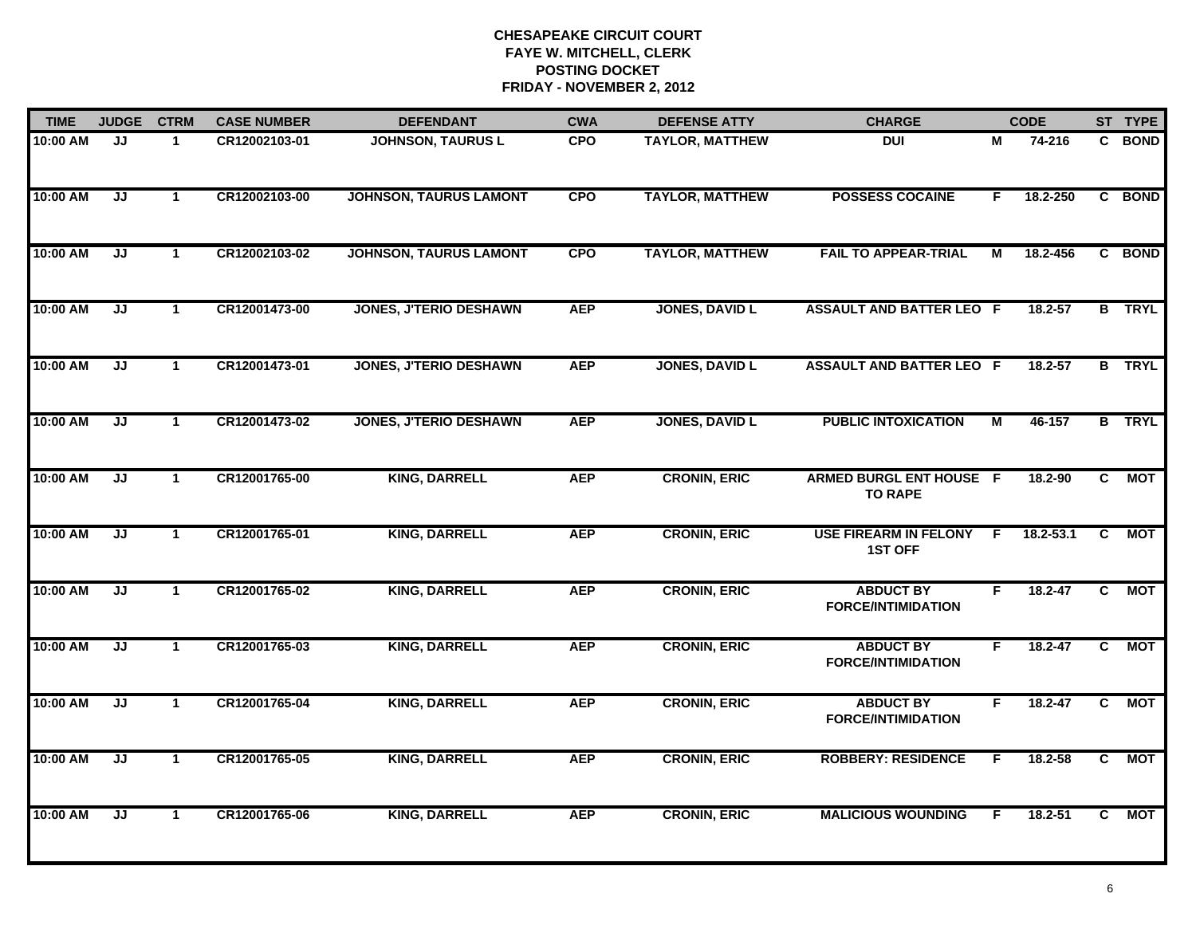# CHESAPEAKE CIRCUIT COURT
## FAYE W. MITCHELL, CLERK
## POSTING DOCKET
## FRIDAY - NOVEMBER 2, 2012

| TIME | JUDGE | CTRM | CASE NUMBER | DEFENDANT | CWA | DEFENSE ATTY | CHARGE | | CODE | ST | TYPE |
|---|---|---|---|---|---|---|---|---|---|---|---|
| 10:00 AM | JJ | 1 | CR12002103-01 | JOHNSON, TAURUS L | CPO | TAYLOR, MATTHEW | DUI | M | 74-216 | C | BOND |
| 10:00 AM | JJ | 1 | CR12002103-00 | JOHNSON, TAURUS LAMONT | CPO | TAYLOR, MATTHEW | POSSESS COCAINE | F | 18.2-250 | C | BOND |
| 10:00 AM | JJ | 1 | CR12002103-02 | JOHNSON, TAURUS LAMONT | CPO | TAYLOR, MATTHEW | FAIL TO APPEAR-TRIAL | M | 18.2-456 | C | BOND |
| 10:00 AM | JJ | 1 | CR12001473-00 | JONES, J'TERIO DESHAWN | AEP | JONES, DAVID L | ASSAULT AND BATTER LEO | F | 18.2-57 | B | TRYL |
| 10:00 AM | JJ | 1 | CR12001473-01 | JONES, J'TERIO DESHAWN | AEP | JONES, DAVID L | ASSAULT AND BATTER LEO | F | 18.2-57 | B | TRYL |
| 10:00 AM | JJ | 1 | CR12001473-02 | JONES, J'TERIO DESHAWN | AEP | JONES, DAVID L | PUBLIC INTOXICATION | M | 46-157 | B | TRYL |
| 10:00 AM | JJ | 1 | CR12001765-00 | KING, DARRELL | AEP | CRONIN, ERIC | ARMED BURGL ENT HOUSE TO RAPE | F | 18.2-90 | C | MOT |
| 10:00 AM | JJ | 1 | CR12001765-01 | KING, DARRELL | AEP | CRONIN, ERIC | USE FIREARM IN FELONY 1ST OFF | F | 18.2-53.1 | C | MOT |
| 10:00 AM | JJ | 1 | CR12001765-02 | KING, DARRELL | AEP | CRONIN, ERIC | ABDUCT BY FORCE/INTIMIDATION | F | 18.2-47 | C | MOT |
| 10:00 AM | JJ | 1 | CR12001765-03 | KING, DARRELL | AEP | CRONIN, ERIC | ABDUCT BY FORCE/INTIMIDATION | F | 18.2-47 | C | MOT |
| 10:00 AM | JJ | 1 | CR12001765-04 | KING, DARRELL | AEP | CRONIN, ERIC | ABDUCT BY FORCE/INTIMIDATION | F | 18.2-47 | C | MOT |
| 10:00 AM | JJ | 1 | CR12001765-05 | KING, DARRELL | AEP | CRONIN, ERIC | ROBBERY: RESIDENCE | F | 18.2-58 | C | MOT |
| 10:00 AM | JJ | 1 | CR12001765-06 | KING, DARRELL | AEP | CRONIN, ERIC | MALICIOUS WOUNDING | F | 18.2-51 | C | MOT |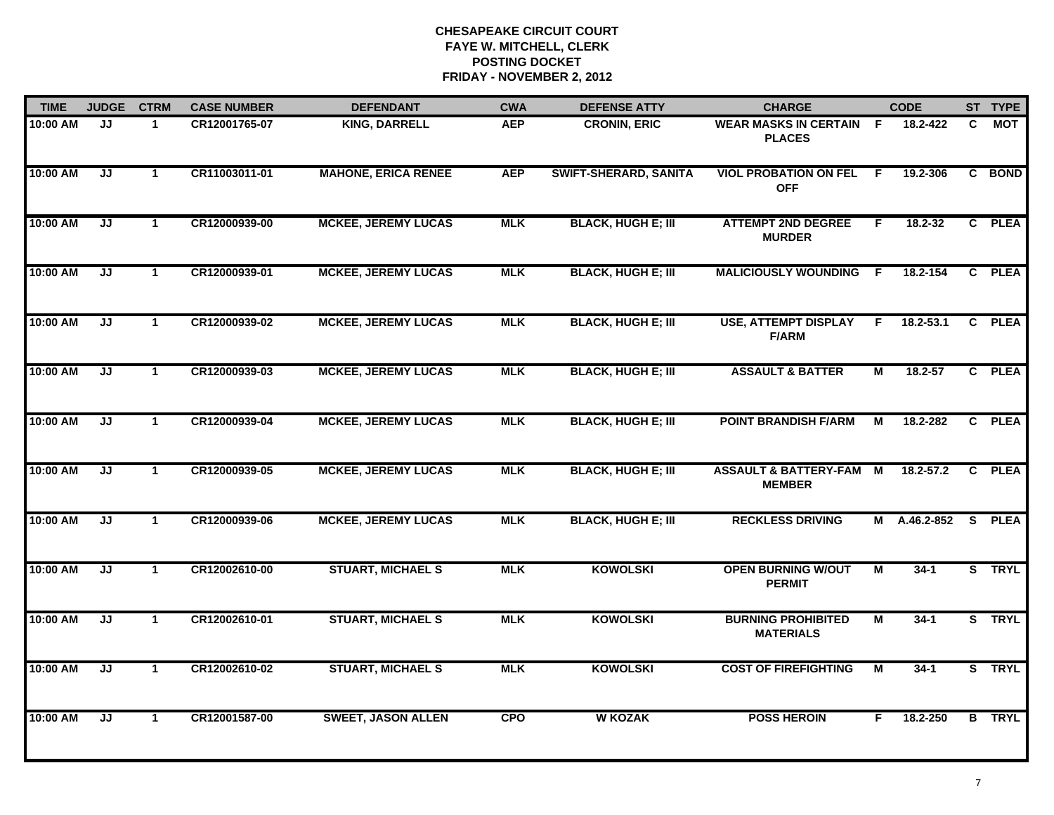**CHESAPEAKE CIRCUIT COURT**
**FAYE W. MITCHELL, CLERK**
**POSTING DOCKET**
**FRIDAY - NOVEMBER 2, 2012**

| TIME | JUDGE | CTRM | CASE NUMBER | DEFENDANT | CWA | DEFENSE ATTY | CHARGE | | CODE | ST | TYPE |
|---|---|---|---|---|---|---|---|---|---|---|---|
| 10:00 AM | JJ | 1 | CR12001765-07 | KING, DARRELL | AEP | CRONIN, ERIC | WEAR MASKS IN CERTAIN PLACES | F | 18.2-422 | C | MOT |
| 10:00 AM | JJ | 1 | CR11003011-01 | MAHONE, ERICA RENEE | AEP | SWIFT-SHERARD, SANITA | VIOL PROBATION ON FEL OFF | F | 19.2-306 | C | BOND |
| 10:00 AM | JJ | 1 | CR12000939-00 | MCKEE, JEREMY LUCAS | MLK | BLACK, HUGH E; III | ATTEMPT 2ND DEGREE MURDER | F | 18.2-32 | C | PLEA |
| 10:00 AM | JJ | 1 | CR12000939-01 | MCKEE, JEREMY LUCAS | MLK | BLACK, HUGH E; III | MALICIOUSLY WOUNDING | F | 18.2-154 | C | PLEA |
| 10:00 AM | JJ | 1 | CR12000939-02 | MCKEE, JEREMY LUCAS | MLK | BLACK, HUGH E; III | USE, ATTEMPT DISPLAY F/ARM | F | 18.2-53.1 | C | PLEA |
| 10:00 AM | JJ | 1 | CR12000939-03 | MCKEE, JEREMY LUCAS | MLK | BLACK, HUGH E; III | ASSAULT & BATTER | M | 18.2-57 | C | PLEA |
| 10:00 AM | JJ | 1 | CR12000939-04 | MCKEE, JEREMY LUCAS | MLK | BLACK, HUGH E; III | POINT BRANDISH F/ARM | M | 18.2-282 | C | PLEA |
| 10:00 AM | JJ | 1 | CR12000939-05 | MCKEE, JEREMY LUCAS | MLK | BLACK, HUGH E; III | ASSAULT & BATTERY-FAM MEMBER | M | 18.2-57.2 | C | PLEA |
| 10:00 AM | JJ | 1 | CR12000939-06 | MCKEE, JEREMY LUCAS | MLK | BLACK, HUGH E; III | RECKLESS DRIVING | M | A.46.2-852 | S | PLEA |
| 10:00 AM | JJ | 1 | CR12002610-00 | STUART, MICHAEL S | MLK | KOWOLSKI | OPEN BURNING W/OUT PERMIT | M | 34-1 | S | TRYL |
| 10:00 AM | JJ | 1 | CR12002610-01 | STUART, MICHAEL S | MLK | KOWOLSKI | BURNING PROHIBITED MATERIALS | M | 34-1 | S | TRYL |
| 10:00 AM | JJ | 1 | CR12002610-02 | STUART, MICHAEL S | MLK | KOWOLSKI | COST OF FIREFIGHTING | M | 34-1 | S | TRYL |
| 10:00 AM | JJ | 1 | CR12001587-00 | SWEET, JASON ALLEN | CPO | W KOZAK | POSS HEROIN | F | 18.2-250 | B | TRYL |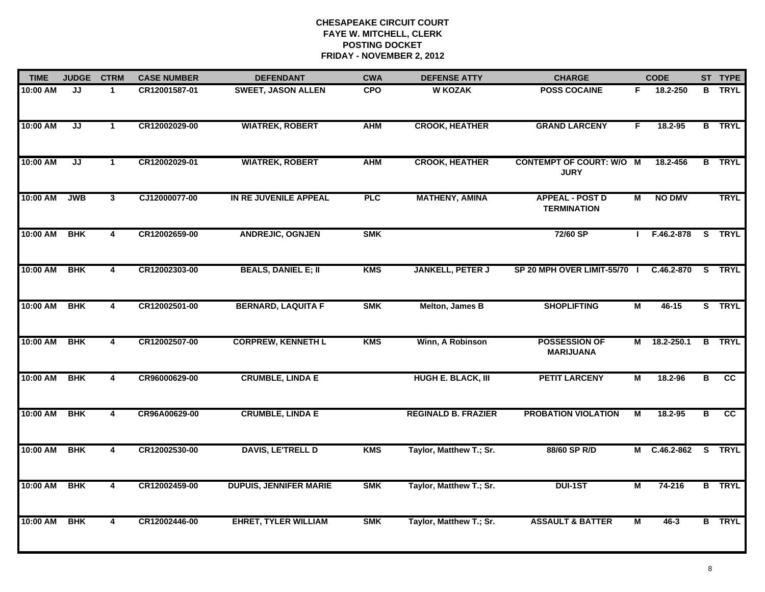**CHESAPEAKE CIRCUIT COURT**
**FAYE W. MITCHELL, CLERK**
**POSTING DOCKET**
**FRIDAY - NOVEMBER 2, 2012**

| TIME | JUDGE | CTRM | CASE NUMBER | DEFENDANT | CWA | DEFENSE ATTY | CHARGE | | CODE | ST | TYPE |
|---|---|---|---|---|---|---|---|---|---|---|---|
| 10:00 AM | JJ | 1 | CR12001587-01 | SWEET, JASON ALLEN | CPO | W KOZAK | POSS COCAINE | F | 18.2-250 | B | TRYL |
| 10:00 AM | JJ | 1 | CR12002029-00 | WIATREK, ROBERT | AHM | CROOK, HEATHER | GRAND LARCENY | F | 18.2-95 | B | TRYL |
| 10:00 AM | JJ | 1 | CR12002029-01 | WIATREK, ROBERT | AHM | CROOK, HEATHER | CONTEMPT OF COURT: W/O JURY | M | 18.2-456 | B | TRYL |
| 10:00 AM | JWB | 3 | CJ12000077-00 | IN RE JUVENILE APPEAL | PLC | MATHENY, AMINA | APPEAL - POST D TERMINATION | M | NO DMV | | TRYL |
| 10:00 AM | BHK | 4 | CR12002659-00 | ANDREJIC, OGNJEN | SMK | | 72/60 SP | I | F.46.2-878 | S | TRYL |
| 10:00 AM | BHK | 4 | CR12002303-00 | BEALS, DANIEL E; II | KMS | JANKELL, PETER J | SP 20 MPH OVER LIMIT-55/70 | I | C.46.2-870 | S | TRYL |
| 10:00 AM | BHK | 4 | CR12002501-00 | BERNARD, LAQUITA F | SMK | Melton, James B | SHOPLIFTING | M | 46-15 | S | TRYL |
| 10:00 AM | BHK | 4 | CR12002507-00 | CORPREW, KENNETH L | KMS | Winn, A Robinson | POSSESSION OF MARIJUANA | M | 18.2-250.1 | B | TRYL |
| 10:00 AM | BHK | 4 | CR96000629-00 | CRUMBLE, LINDA E | | HUGH E. BLACK, III | PETIT LARCENY | M | 18.2-96 | B | CC |
| 10:00 AM | BHK | 4 | CR96A00629-00 | CRUMBLE, LINDA E | | REGINALD B. FRAZIER | PROBATION VIOLATION | M | 18.2-95 | B | CC |
| 10:00 AM | BHK | 4 | CR12002530-00 | DAVIS, LE'TRELL D | KMS | Taylor, Matthew T.; Sr. | 88/60 SP R/D | M | C.46.2-862 | S | TRYL |
| 10:00 AM | BHK | 4 | CR12002459-00 | DUPUIS, JENNIFER MARIE | SMK | Taylor, Matthew T.; Sr. | DUI-1ST | M | 74-216 | B | TRYL |
| 10:00 AM | BHK | 4 | CR12002446-00 | EHRET, TYLER WILLIAM | SMK | Taylor, Matthew T.; Sr. | ASSAULT & BATTER | M | 46-3 | B | TRYL |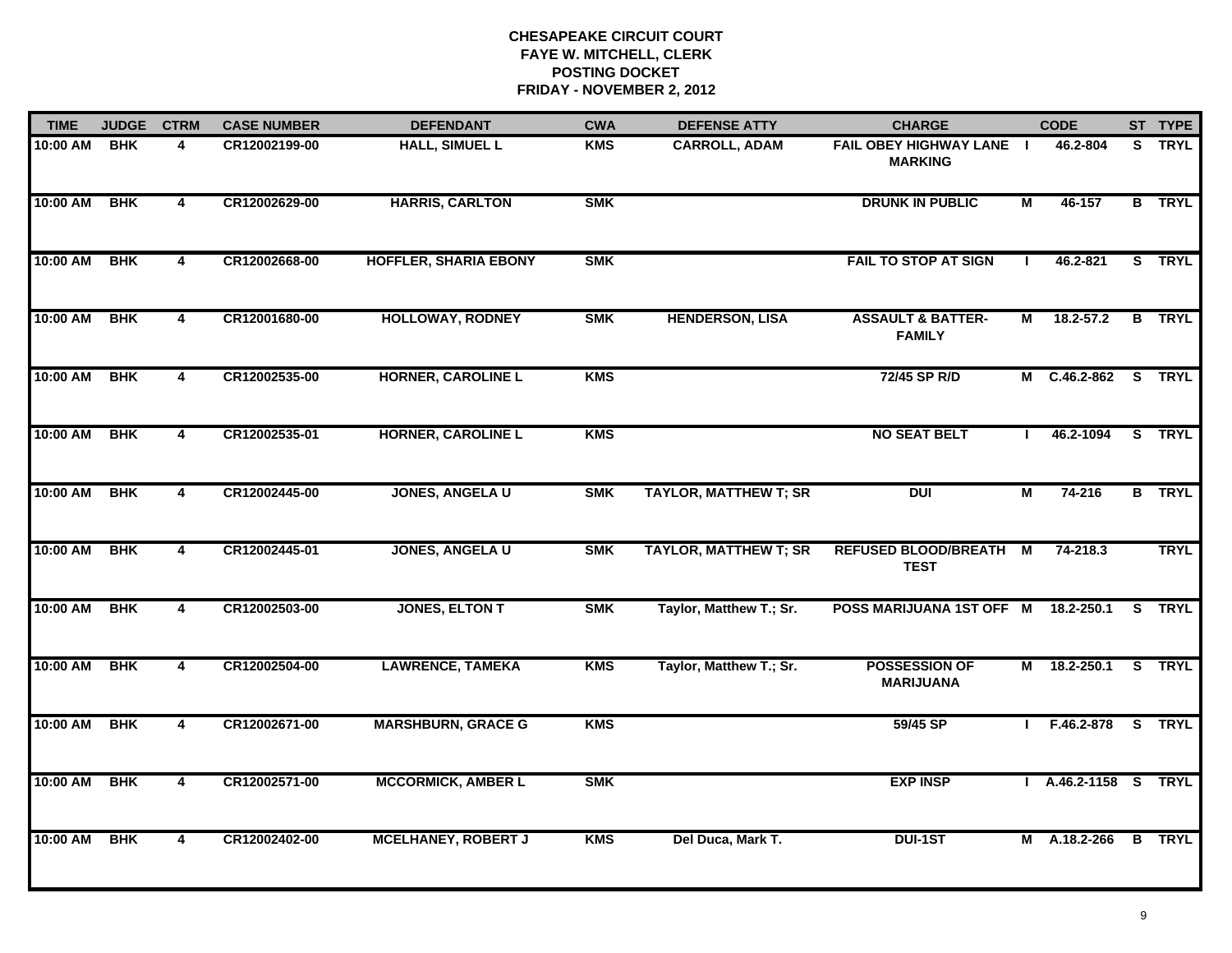**CHESAPEAKE CIRCUIT COURT**
**FAYE W. MITCHELL, CLERK**
**POSTING DOCKET**
**FRIDAY - NOVEMBER 2, 2012**

| TIME | JUDGE | CTRM | CASE NUMBER | DEFENDANT | CWA | DEFENSE ATTY | CHARGE | | CODE | ST | TYPE |
|---|---|---|---|---|---|---|---|---|---|---|---|
| 10:00 AM | BHK | 4 | CR12002199-00 | HALL, SIMUEL L | KMS | CARROLL, ADAM | FAIL OBEY HIGHWAY LANE MARKING | I | 46.2-804 | S | TRYL |
| 10:00 AM | BHK | 4 | CR12002629-00 | HARRIS, CARLTON | SMK | | DRUNK IN PUBLIC | M | 46-157 | B | TRYL |
| 10:00 AM | BHK | 4 | CR12002668-00 | HOFFLER, SHARIA EBONY | SMK | | FAIL TO STOP AT SIGN | I | 46.2-821 | S | TRYL |
| 10:00 AM | BHK | 4 | CR12001680-00 | HOLLOWAY, RODNEY | SMK | HENDERSON, LISA | ASSAULT & BATTER-FAMILY | M | 18.2-57.2 | B | TRYL |
| 10:00 AM | BHK | 4 | CR12002535-00 | HORNER, CAROLINE L | KMS | | 72/45 SP R/D | M | C.46.2-862 | S | TRYL |
| 10:00 AM | BHK | 4 | CR12002535-01 | HORNER, CAROLINE L | KMS | | NO SEAT BELT | I | 46.2-1094 | S | TRYL |
| 10:00 AM | BHK | 4 | CR12002445-00 | JONES, ANGELA U | SMK | TAYLOR, MATTHEW T; SR | DUI | M | 74-216 | B | TRYL |
| 10:00 AM | BHK | 4 | CR12002445-01 | JONES, ANGELA U | SMK | TAYLOR, MATTHEW T; SR | REFUSED BLOOD/BREATH TEST | M | 74-218.3 | | TRYL |
| 10:00 AM | BHK | 4 | CR12002503-00 | JONES, ELTON T | SMK | Taylor, Matthew T.; Sr. | POSS MARIJUANA 1ST OFF | M | 18.2-250.1 | S | TRYL |
| 10:00 AM | BHK | 4 | CR12002504-00 | LAWRENCE, TAMEKA | KMS | Taylor, Matthew T.; Sr. | POSSESSION OF MARIJUANA | M | 18.2-250.1 | S | TRYL |
| 10:00 AM | BHK | 4 | CR12002671-00 | MARSHBURN, GRACE G | KMS | | 59/45 SP | I | F.46.2-878 | S | TRYL |
| 10:00 AM | BHK | 4 | CR12002571-00 | MCCORMICK, AMBER L | SMK | | EXP INSP | I | A.46.2-1158 | S | TRYL |
| 10:00 AM | BHK | 4 | CR12002402-00 | MCELHANEY, ROBERT J | KMS | Del Duca, Mark T. | DUI-1ST | M | A.18.2-266 | B | TRYL |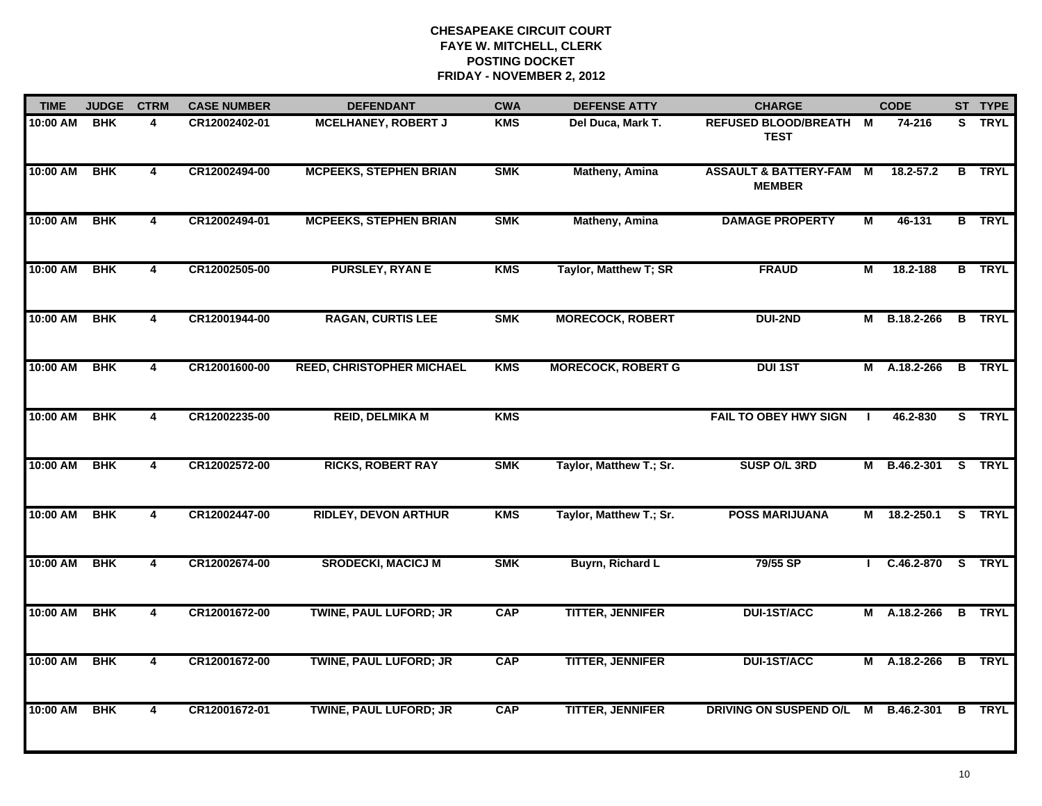**CHESAPEAKE CIRCUIT COURT**
**FAYE W. MITCHELL, CLERK**
**POSTING DOCKET**
**FRIDAY - NOVEMBER 2, 2012**

| TIME | JUDGE | CTRM | CASE NUMBER | DEFENDANT | CWA | DEFENSE ATTY | CHARGE | | CODE | ST | TYPE |
|---|---|---|---|---|---|---|---|---|---|---|---|
| 10:00 AM | BHK | 4 | CR12002402-01 | MCELHANEY, ROBERT J | KMS | Del Duca, Mark T. | REFUSED BLOOD/BREATH TEST | M | 74-216 | S | TRYL |
| 10:00 AM | BHK | 4 | CR12002494-00 | MCPEEKS, STEPHEN BRIAN | SMK | Matheny, Amina | ASSAULT & BATTERY-FAM MEMBER | M | 18.2-57.2 | B | TRYL |
| 10:00 AM | BHK | 4 | CR12002494-01 | MCPEEKS, STEPHEN BRIAN | SMK | Matheny, Amina | DAMAGE PROPERTY | M | 46-131 | B | TRYL |
| 10:00 AM | BHK | 4 | CR12002505-00 | PURSLEY, RYAN E | KMS | Taylor, Matthew T; SR | FRAUD | M | 18.2-188 | B | TRYL |
| 10:00 AM | BHK | 4 | CR12001944-00 | RAGAN, CURTIS LEE | SMK | MORECOCK, ROBERT | DUI-2ND | M | B.18.2-266 | B | TRYL |
| 10:00 AM | BHK | 4 | CR12001600-00 | REED, CHRISTOPHER MICHAEL | KMS | MORECOCK, ROBERT G | DUI 1ST | M | A.18.2-266 | B | TRYL |
| 10:00 AM | BHK | 4 | CR12002235-00 | REID, DELMIKA M | KMS | | FAIL TO OBEY HWY SIGN | I | 46.2-830 | S | TRYL |
| 10:00 AM | BHK | 4 | CR12002572-00 | RICKS, ROBERT RAY | SMK | Taylor, Matthew T.; Sr. | SUSP O/L 3RD | M | B.46.2-301 | S | TRYL |
| 10:00 AM | BHK | 4 | CR12002447-00 | RIDLEY, DEVON ARTHUR | KMS | Taylor, Matthew T.; Sr. | POSS MARIJUANA | M | 18.2-250.1 | S | TRYL |
| 10:00 AM | BHK | 4 | CR12002674-00 | SRODECKI, MACICJ M | SMK | Buyrn, Richard L | 79/55 SP | I | C.46.2-870 | S | TRYL |
| 10:00 AM | BHK | 4 | CR12001672-00 | TWINE, PAUL LUFORD; JR | CAP | TITTER, JENNIFER | DUI-1ST/ACC | M | A.18.2-266 | B | TRYL |
| 10:00 AM | BHK | 4 | CR12001672-00 | TWINE, PAUL LUFORD; JR | CAP | TITTER, JENNIFER | DUI-1ST/ACC | M | A.18.2-266 | B | TRYL |
| 10:00 AM | BHK | 4 | CR12001672-01 | TWINE, PAUL LUFORD; JR | CAP | TITTER, JENNIFER | DRIVING ON SUSPEND O/L | M | B.46.2-301 | B | TRYL |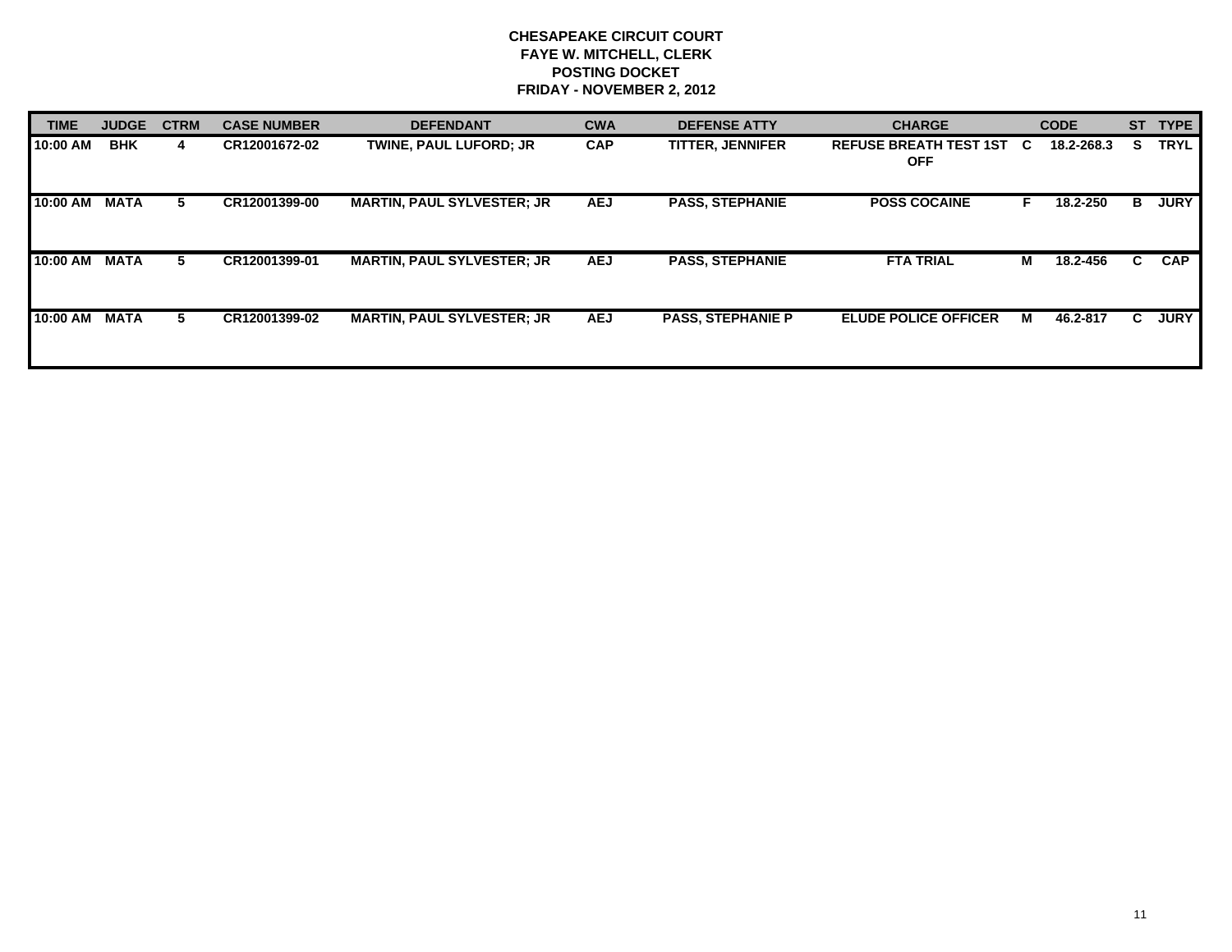**CHESAPEAKE CIRCUIT COURT**
**FAYE W. MITCHELL, CLERK**
**POSTING DOCKET**
**FRIDAY - NOVEMBER 2, 2012**

| TIME | JUDGE | CTRM | CASE NUMBER | DEFENDANT | CWA | DEFENSE ATTY | CHARGE | | CODE | ST | TYPE |
|---|---|---|---|---|---|---|---|---|---|---|---|
| 10:00 AM | BHK | 4 | CR12001672-02 | TWINE, PAUL LUFORD; JR | CAP | TITTER, JENNIFER | REFUSE BREATH TEST 1ST OFF | C | 18.2-268.3 | S | TRYL |
| 10:00 AM | MATA | 5 | CR12001399-00 | MARTIN, PAUL SYLVESTER; JR | AEJ | PASS, STEPHANIE | POSS COCAINE | F | 18.2-250 | B | JURY |
| 10:00 AM | MATA | 5 | CR12001399-01 | MARTIN, PAUL SYLVESTER; JR | AEJ | PASS, STEPHANIE | FTA TRIAL | M | 18.2-456 | C | CAP |
| 10:00 AM | MATA | 5 | CR12001399-02 | MARTIN, PAUL SYLVESTER; JR | AEJ | PASS, STEPHANIE P | ELUDE POLICE OFFICER | M | 46.2-817 | C | JURY |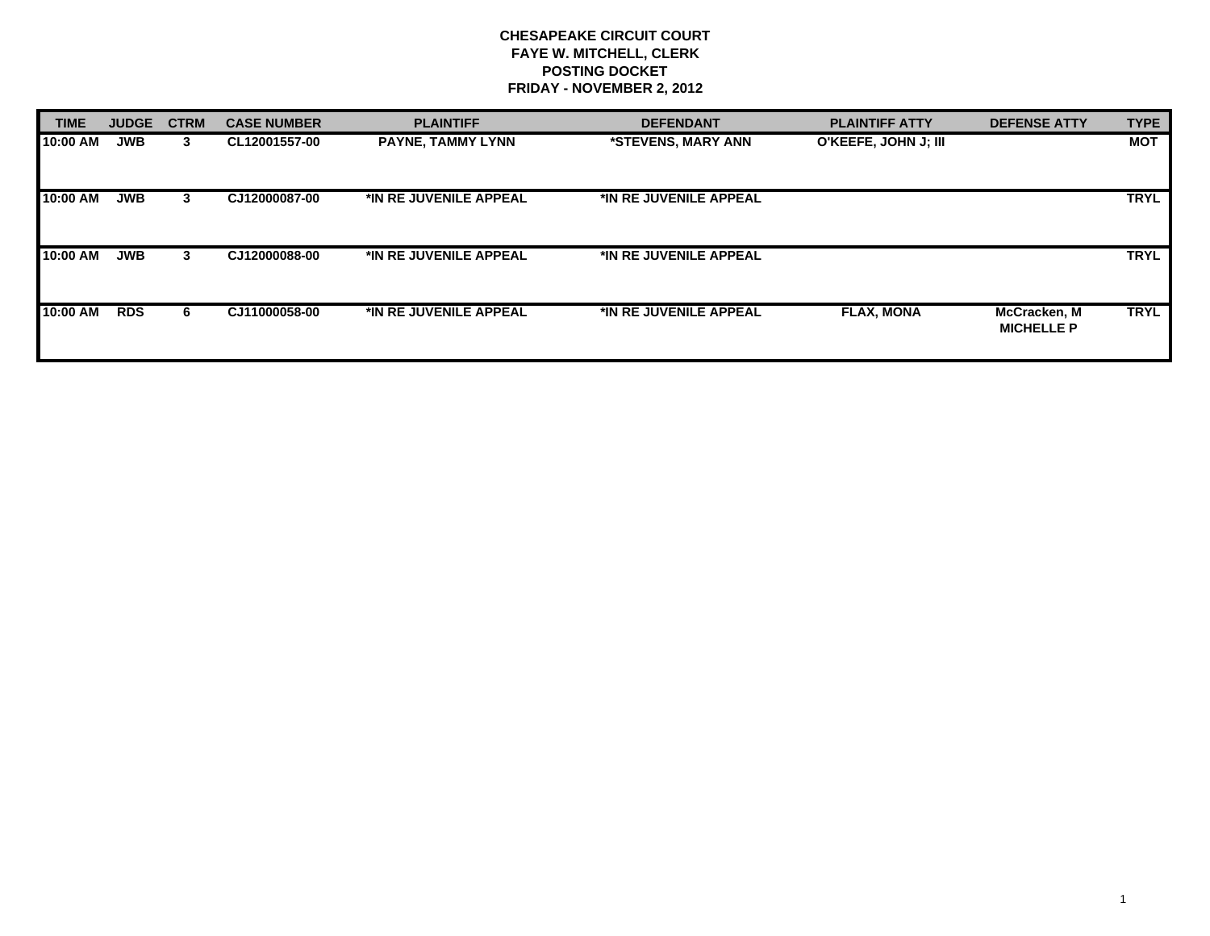**CHESAPEAKE CIRCUIT COURT**
**FAYE W. MITCHELL, CLERK**
**POSTING DOCKET**
**FRIDAY - NOVEMBER 2, 2012**

| TIME | JUDGE | CTRM | CASE NUMBER | PLAINTIFF | DEFENDANT | PLAINTIFF ATTY | DEFENSE ATTY | TYPE |
|---|---|---|---|---|---|---|---|---|
| 10:00 AM | JWB | 3 | CL12001557-00 | PAYNE, TAMMY LYNN | *STEVENS, MARY ANN | O'KEEFE, JOHN J; III | | MOT |
| 10:00 AM | JWB | 3 | CJ12000087-00 | *IN RE JUVENILE APPEAL | *IN RE JUVENILE APPEAL | | | TRYL |
| 10:00 AM | JWB | 3 | CJ12000088-00 | *IN RE JUVENILE APPEAL | *IN RE JUVENILE APPEAL | | | TRYL |
| 10:00 AM | RDS | 6 | CJ11000058-00 | *IN RE JUVENILE APPEAL | *IN RE JUVENILE APPEAL | FLAX, MONA | McCracken, M MICHELLE P | TRYL |